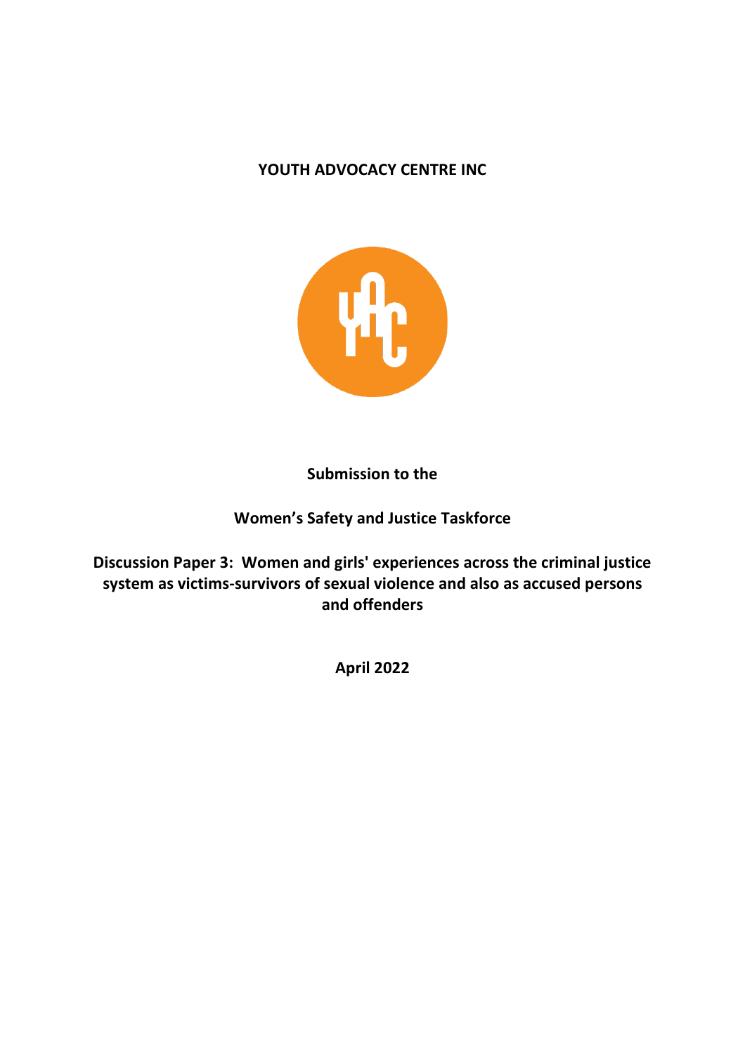**YOUTH ADVOCACY CENTRE INC**

**Submission to the**

**Women's Safety and Justice Taskforce**

**Discussion Paper 3: Women and girls' experiences across the criminal justice system as victims-survivors of sexual violence and also as accused persons and offenders**

**April 2022**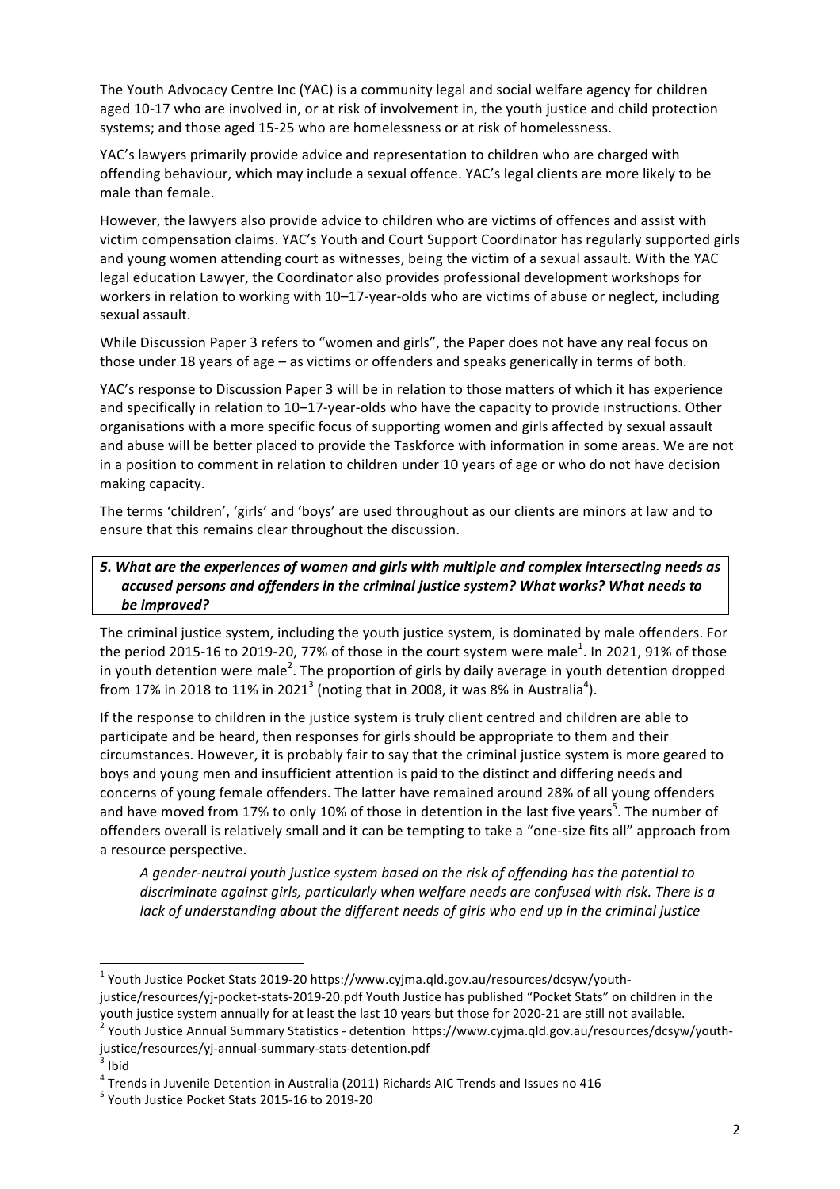The Youth Advocacy Centre Inc (YAC) is a community legal and social welfare agency for children aged 10-17 who are involved in, or at risk of involvement in, the youth justice and child protection systems; and those aged 15-25 who are homelessness or at risk of homelessness.

YAC's lawyers primarily provide advice and representation to children who are charged with offending behaviour, which may include a sexual offence. YAC's legal clients are more likely to be male than female.

However, the lawyers also provide advice to children who are victims of offences and assist with victim compensation claims. YAC's Youth and Court Support Coordinator has regularly supported girls and young women attending court as witnesses, being the victim of a sexual assault. With the YAC legal education Lawyer, the Coordinator also provides professional development workshops for workers in relation to working with 10–17-year-olds who are victims of abuse or neglect, including sexual assault.

While Discussion Paper 3 refers to "women and girls", the Paper does not have any real focus on those under 18 years of age – as victims or offenders and speaks generically in terms of both.

YAC's response to Discussion Paper 3 will be in relation to those matters of which it has experience and specifically in relation to 10–17-year-olds who have the capacity to provide instructions. Other organisations with a more specific focus of supporting women and girls affected by sexual assault and abuse will be better placed to provide the Taskforce with information in some areas. We are not in a position to comment in relation to children under 10 years of age or who do not have decision making capacity.

The terms 'children', 'girls' and 'boys' are used throughout as our clients are minors at law and to ensure that this remains clear throughout the discussion.

***5. What are the experiences of women and girls with multiple and complex intersecting needs as accused persons and offenders in the criminal justice system? What works? What needs to be improved?***

The criminal justice system, including the youth justice system, is dominated by male offenders. For the period 2015-16 to 2019-20, 77% of those in the court system were male[1]. In 2021, 91% of those in youth detention were male[2]. The proportion of girls by daily average in youth detention dropped from 17% in 2018 to 11% in 2021[3] (noting that in 2008, it was 8% in Australia[4]).

If the response to children in the justice system is truly client centred and children are able to participate and be heard, then responses for girls should be appropriate to them and their circumstances. However, it is probably fair to say that the criminal justice system is more geared to boys and young men and insufficient attention is paid to the distinct and differing needs and concerns of young female offenders. The latter have remained around 28% of all young offenders and have moved from 17% to only 10% of those in detention in the last five years[5]. The number of offenders overall is relatively small and it can be tempting to take a "one-size fits all" approach from a resource perspective.

> *A gender-neutral youth justice system based on the risk of offending has the potential to discriminate against girls, particularly when welfare needs are confused with risk. There is a lack of understanding about the different needs of girls who end up in the criminal justice*

---

[1] Youth Justice Pocket Stats 2019-20 https://www.cyjma.qld.gov.au/resources/dcsyw/youth-justice/resources/yj-pocket-stats-2019-20.pdf Youth Justice has published "Pocket Stats" on children in the youth justice system annually for at least the last 10 years but those for 2020-21 are still not available.

[2] Youth Justice Annual Summary Statistics - detention https://www.cyjma.qld.gov.au/resources/dcsyw/youth-justice/resources/yj-annual-summary-stats-detention.pdf

[3] Ibid

[4] Trends in Juvenile Detention in Australia (2011) Richards AIC Trends and Issues no 416

[5] Youth Justice Pocket Stats 2015-16 to 2019-20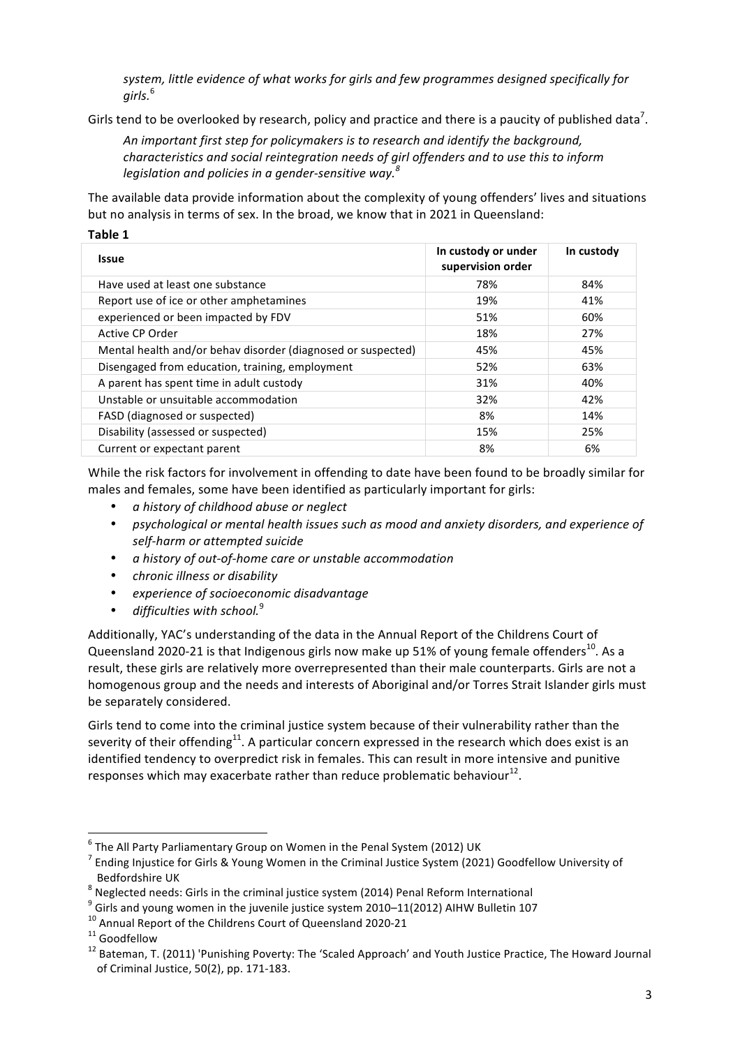*system, little evidence of what works for girls and few programmes designed specifically for girls.*[6]

Girls tend to be overlooked by research, policy and practice and there is a paucity of published data[7].

*An important first step for policymakers is to research and identify the background, characteristics and social reintegration needs of girl offenders and to use this to inform legislation and policies in a gender-sensitive way.*[8]

The available data provide information about the complexity of young offenders' lives and situations but no analysis in terms of sex. In the broad, we know that in 2021 in Queensland:

**Table 1**

| Issue | In custody or under supervision order | In custody |
|---|---|---|
| Have used at least one substance | 78% | 84% |
| Report use of ice or other amphetamines | 19% | 41% |
| experienced or been impacted by FDV | 51% | 60% |
| Active CP Order | 18% | 27% |
| Mental health and/or behav disorder (diagnosed or suspected) | 45% | 45% |
| Disengaged from education, training, employment | 52% | 63% |
| A parent has spent time in adult custody | 31% | 40% |
| Unstable or unsuitable accommodation | 32% | 42% |
| FASD (diagnosed or suspected) | 8% | 14% |
| Disability (assessed or suspected) | 15% | 25% |
| Current or expectant parent | 8% | 6% |

While the risk factors for involvement in offending to date have been found to be broadly similar for males and females, some have been identified as particularly important for girls:

- *a history of childhood abuse or neglect*
- *psychological or mental health issues such as mood and anxiety disorders, and experience of self-harm or attempted suicide*
- *a history of out-of-home care or unstable accommodation*
- *chronic illness or disability*
- *experience of socioeconomic disadvantage*
- *difficulties with school.*[9]

Additionally, YAC's understanding of the data in the Annual Report of the Childrens Court of Queensland 2020-21 is that Indigenous girls now make up 51% of young female offenders[10]. As a result, these girls are relatively more overrepresented than their male counterparts. Girls are not a homogenous group and the needs and interests of Aboriginal and/or Torres Strait Islander girls must be separately considered.

Girls tend to come into the criminal justice system because of their vulnerability rather than the severity of their offending[11]. A particular concern expressed in the research which does exist is an identified tendency to overpredict risk in females. This can result in more intensive and punitive responses which may exacerbate rather than reduce problematic behaviour[12].

---

[6] The All Party Parliamentary Group on Women in the Penal System (2012) UK

[7] Ending Injustice for Girls & Young Women in the Criminal Justice System (2021) Goodfellow University of Bedfordshire UK

[8] Neglected needs: Girls in the criminal justice system (2014) Penal Reform International

[9] Girls and young women in the juvenile justice system 2010–11(2012) AIHW Bulletin 107

[10] Annual Report of the Childrens Court of Queensland 2020-21

[11] Goodfellow

[12] Bateman, T. (2011) 'Punishing Poverty: The 'Scaled Approach' and Youth Justice Practice, The Howard Journal of Criminal Justice, 50(2), pp. 171-183.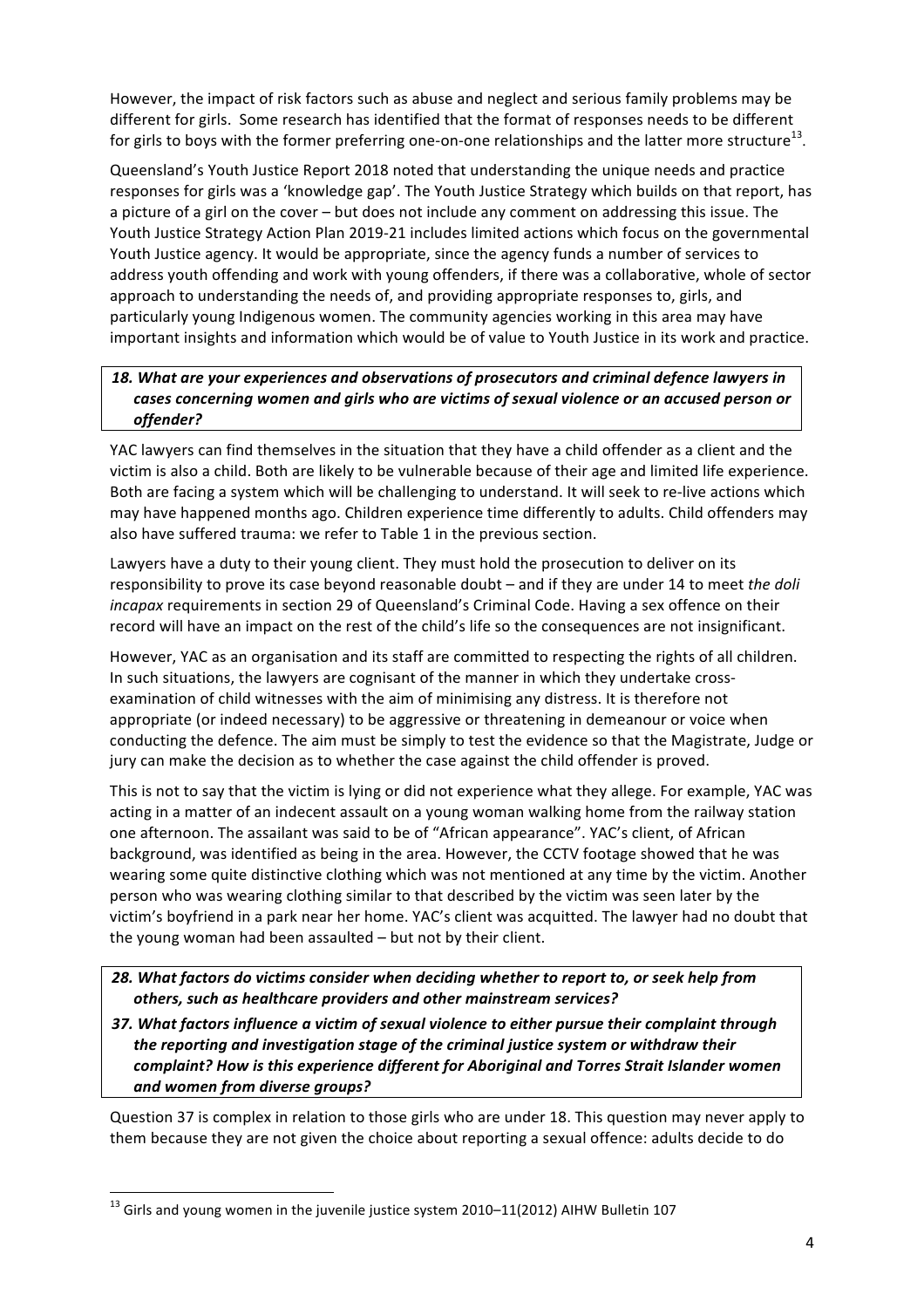However, the impact of risk factors such as abuse and neglect and serious family problems may be different for girls. Some research has identified that the format of responses needs to be different for girls to boys with the former preferring one-on-one relationships and the latter more structure[13].

Queensland's Youth Justice Report 2018 noted that understanding the unique needs and practice responses for girls was a 'knowledge gap'. The Youth Justice Strategy which builds on that report, has a picture of a girl on the cover – but does not include any comment on addressing this issue. The Youth Justice Strategy Action Plan 2019-21 includes limited actions which focus on the governmental Youth Justice agency. It would be appropriate, since the agency funds a number of services to address youth offending and work with young offenders, if there was a collaborative, whole of sector approach to understanding the needs of, and providing appropriate responses to, girls, and particularly young Indigenous women. The community agencies working in this area may have important insights and information which would be of value to Youth Justice in its work and practice.

***18. What are your experiences and observations of prosecutors and criminal defence lawyers in cases concerning women and girls who are victims of sexual violence or an accused person or offender?***

YAC lawyers can find themselves in the situation that they have a child offender as a client and the victim is also a child. Both are likely to be vulnerable because of their age and limited life experience. Both are facing a system which will be challenging to understand. It will seek to re-live actions which may have happened months ago. Children experience time differently to adults. Child offenders may also have suffered trauma: we refer to Table 1 in the previous section.

Lawyers have a duty to their young client. They must hold the prosecution to deliver on its responsibility to prove its case beyond reasonable doubt – and if they are under 14 to meet *the doli incapax* requirements in section 29 of Queensland's Criminal Code. Having a sex offence on their record will have an impact on the rest of the child's life so the consequences are not insignificant.

However, YAC as an organisation and its staff are committed to respecting the rights of all children. In such situations, the lawyers are cognisant of the manner in which they undertake cross-examination of child witnesses with the aim of minimising any distress. It is therefore not appropriate (or indeed necessary) to be aggressive or threatening in demeanour or voice when conducting the defence. The aim must be simply to test the evidence so that the Magistrate, Judge or jury can make the decision as to whether the case against the child offender is proved.

This is not to say that the victim is lying or did not experience what they allege. For example, YAC was acting in a matter of an indecent assault on a young woman walking home from the railway station one afternoon. The assailant was said to be of "African appearance". YAC's client, of African background, was identified as being in the area. However, the CCTV footage showed that he was wearing some quite distinctive clothing which was not mentioned at any time by the victim. Another person who was wearing clothing similar to that described by the victim was seen later by the victim's boyfriend in a park near her home. YAC's client was acquitted. The lawyer had no doubt that the young woman had been assaulted – but not by their client.

***28. What factors do victims consider when deciding whether to report to, or seek help from others, such as healthcare providers and other mainstream services?***

***37. What factors influence a victim of sexual violence to either pursue their complaint through the reporting and investigation stage of the criminal justice system or withdraw their complaint? How is this experience different for Aboriginal and Torres Strait Islander women and women from diverse groups?***

Question 37 is complex in relation to those girls who are under 18. This question may never apply to them because they are not given the choice about reporting a sexual offence: adults decide to do

[13] Girls and young women in the juvenile justice system 2010–11(2012) AIHW Bulletin 107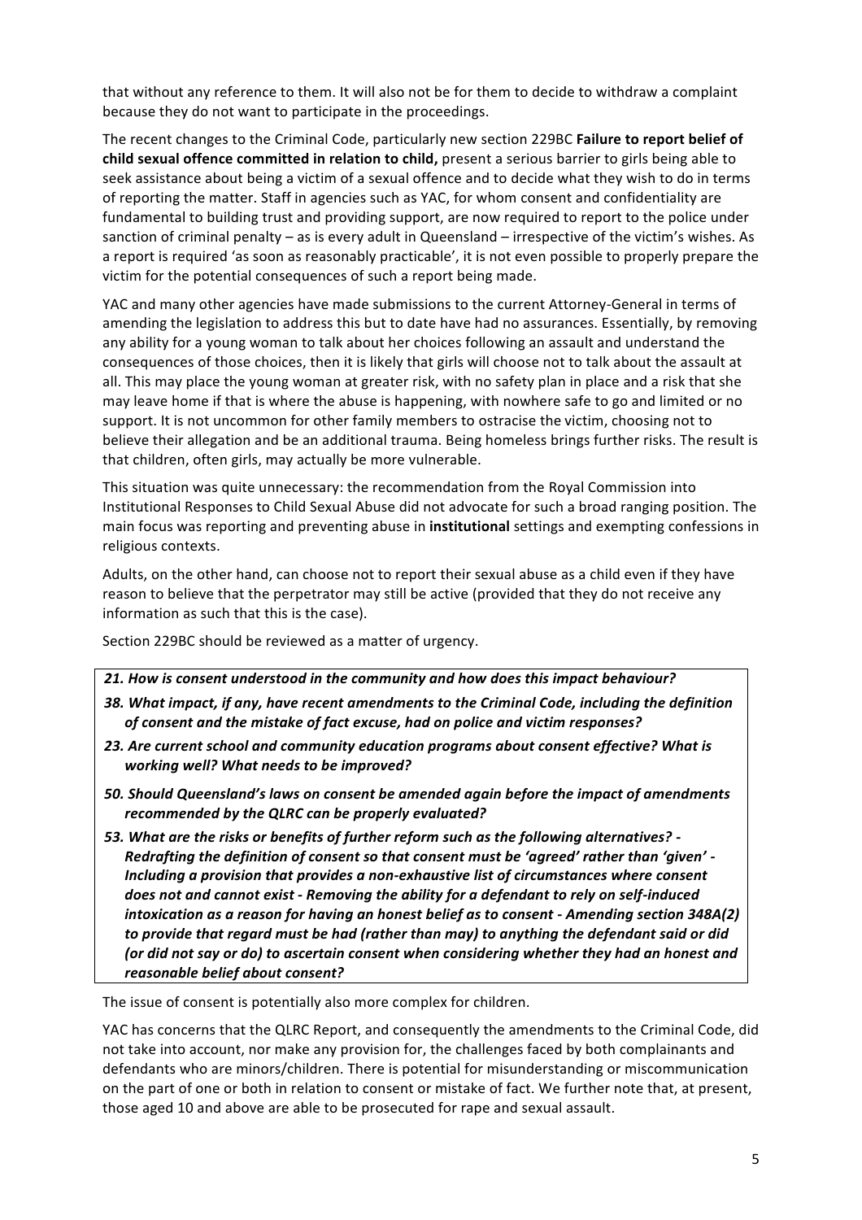that without any reference to them. It will also not be for them to decide to withdraw a complaint because they do not want to participate in the proceedings.

The recent changes to the Criminal Code, particularly new section 229BC **Failure to report belief of child sexual offence committed in relation to child,** present a serious barrier to girls being able to seek assistance about being a victim of a sexual offence and to decide what they wish to do in terms of reporting the matter. Staff in agencies such as YAC, for whom consent and confidentiality are fundamental to building trust and providing support, are now required to report to the police under sanction of criminal penalty – as is every adult in Queensland – irrespective of the victim's wishes. As a report is required 'as soon as reasonably practicable', it is not even possible to properly prepare the victim for the potential consequences of such a report being made.

YAC and many other agencies have made submissions to the current Attorney-General in terms of amending the legislation to address this but to date have had no assurances. Essentially, by removing any ability for a young woman to talk about her choices following an assault and understand the consequences of those choices, then it is likely that girls will choose not to talk about the assault at all. This may place the young woman at greater risk, with no safety plan in place and a risk that she may leave home if that is where the abuse is happening, with nowhere safe to go and limited or no support. It is not uncommon for other family members to ostracise the victim, choosing not to believe their allegation and be an additional trauma. Being homeless brings further risks. The result is that children, often girls, may actually be more vulnerable.

This situation was quite unnecessary: the recommendation from the Royal Commission into Institutional Responses to Child Sexual Abuse did not advocate for such a broad ranging position. The main focus was reporting and preventing abuse in **institutional** settings and exempting confessions in religious contexts.

Adults, on the other hand, can choose not to report their sexual abuse as a child even if they have reason to believe that the perpetrator may still be active (provided that they do not receive any information as such that this is the case).

Section 229BC should be reviewed as a matter of urgency.

***21. How is consent understood in the community and how does this impact behaviour?***

***38. What impact, if any, have recent amendments to the Criminal Code, including the definition of consent and the mistake of fact excuse, had on police and victim responses?***

***23. Are current school and community education programs about consent effective? What is working well? What needs to be improved?***

***50. Should Queensland's laws on consent be amended again before the impact of amendments recommended by the QLRC can be properly evaluated?***

***53. What are the risks or benefits of further reform such as the following alternatives? - Redrafting the definition of consent so that consent must be 'agreed' rather than 'given' - Including a provision that provides a non-exhaustive list of circumstances where consent does not and cannot exist - Removing the ability for a defendant to rely on self-induced intoxication as a reason for having an honest belief as to consent - Amending section 348A(2) to provide that regard must be had (rather than may) to anything the defendant said or did (or did not say or do) to ascertain consent when considering whether they had an honest and reasonable belief about consent?***

The issue of consent is potentially also more complex for children.

YAC has concerns that the QLRC Report, and consequently the amendments to the Criminal Code, did not take into account, nor make any provision for, the challenges faced by both complainants and defendants who are minors/children. There is potential for misunderstanding or miscommunication on the part of one or both in relation to consent or mistake of fact. We further note that, at present, those aged 10 and above are able to be prosecuted for rape and sexual assault.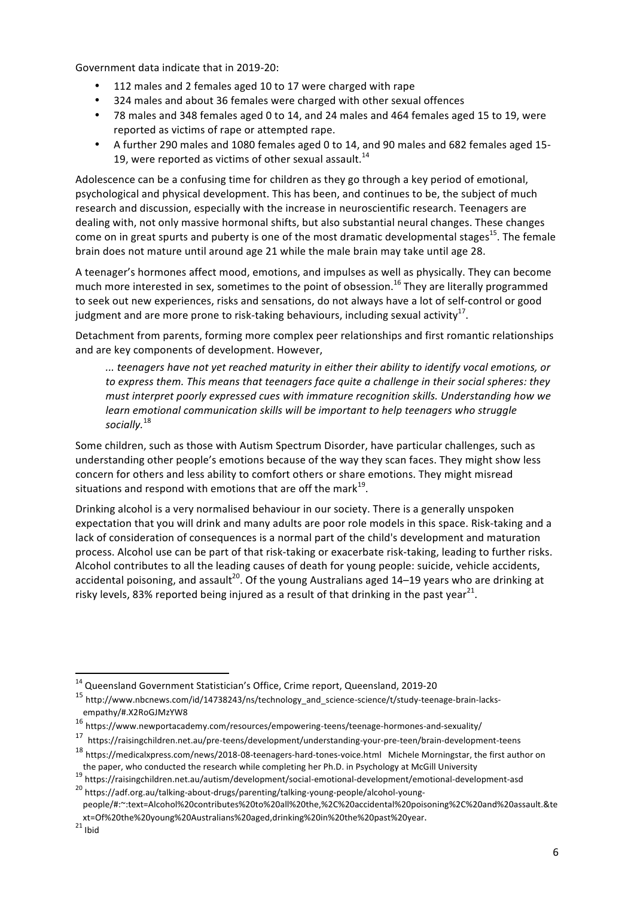Government data indicate that in 2019-20:

- 112 males and 2 females aged 10 to 17 were charged with rape
- 324 males and about 36 females were charged with other sexual offences
- 78 males and 348 females aged 0 to 14, and 24 males and 464 females aged 15 to 19, were reported as victims of rape or attempted rape.
- A further 290 males and 1080 females aged 0 to 14, and 90 males and 682 females aged 15-19, were reported as victims of other sexual assault.[14]

Adolescence can be a confusing time for children as they go through a key period of emotional, psychological and physical development. This has been, and continues to be, the subject of much research and discussion, especially with the increase in neuroscientific research. Teenagers are dealing with, not only massive hormonal shifts, but also substantial neural changes. These changes come on in great spurts and puberty is one of the most dramatic developmental stages[15]. The female brain does not mature until around age 21 while the male brain may take until age 28.

A teenager's hormones affect mood, emotions, and impulses as well as physically. They can become much more interested in sex, sometimes to the point of obsession.[16] They are literally programmed to seek out new experiences, risks and sensations, do not always have a lot of self-control or good judgment and are more prone to risk-taking behaviours, including sexual activity[17].

Detachment from parents, forming more complex peer relationships and first romantic relationships and are key components of development. However,

> *... teenagers have not yet reached maturity in either their ability to identify vocal emotions, or to express them. This means that teenagers face quite a challenge in their social spheres: they must interpret poorly expressed cues with immature recognition skills. Understanding how we learn emotional communication skills will be important to help teenagers who struggle socially.*[18]

Some children, such as those with Autism Spectrum Disorder, have particular challenges, such as understanding other people's emotions because of the way they scan faces. They might show less concern for others and less ability to comfort others or share emotions. They might misread situations and respond with emotions that are off the mark[19].

Drinking alcohol is a very normalised behaviour in our society. There is a generally unspoken expectation that you will drink and many adults are poor role models in this space. Risk-taking and a lack of consideration of consequences is a normal part of the child's development and maturation process. Alcohol use can be part of that risk-taking or exacerbate risk-taking, leading to further risks. Alcohol contributes to all the leading causes of death for young people: suicide, vehicle accidents, accidental poisoning, and assault[20]. Of the young Australians aged 14–19 years who are drinking at risky levels, 83% reported being injured as a result of that drinking in the past year[21].

---

[14] Queensland Government Statistician's Office, Crime report, Queensland, 2019-20

[15] http://www.nbcnews.com/id/14738243/ns/technology_and_science-science/t/study-teenage-brain-lacks-empathy/#.X2RoGJMzYW8

[16] https://www.newportacademy.com/resources/empowering-teens/teenage-hormones-and-sexuality/

[17] https://raisingchildren.net.au/pre-teens/development/understanding-your-pre-teen/brain-development-teens

[18] https://medicalxpress.com/news/2018-08-teenagers-hard-tones-voice.html Michele Morningstar, the first author on the paper, who conducted the research while completing her Ph.D. in Psychology at McGill University

[19] https://raisingchildren.net.au/autism/development/social-emotional-development/emotional-development-asd

[20] https://adf.org.au/talking-about-drugs/parenting/talking-young-people/alcohol-young-people/#:~:text=Alcohol%20contributes%20to%20all%20the,%2C%20accidental%20poisoning%2C%20and%20assault.&text=Of%20the%20young%20Australians%20aged,drinking%20in%20the%20past%20year.

[21] Ibid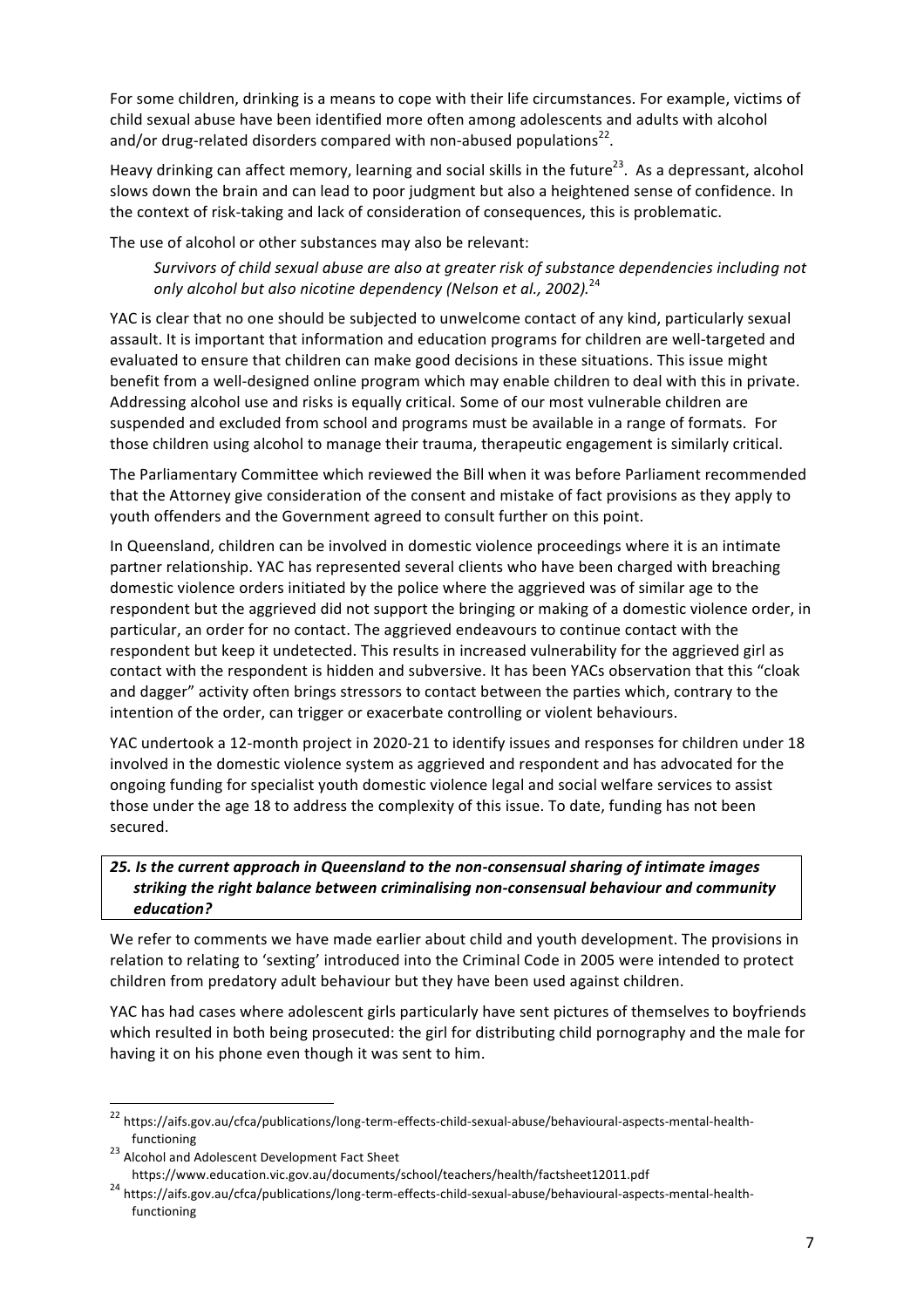For some children, drinking is a means to cope with their life circumstances. For example, victims of child sexual abuse have been identified more often among adolescents and adults with alcohol and/or drug-related disorders compared with non-abused populations[22].

Heavy drinking can affect memory, learning and social skills in the future[23]. As a depressant, alcohol slows down the brain and can lead to poor judgment but also a heightened sense of confidence. In the context of risk-taking and lack of consideration of consequences, this is problematic.

The use of alcohol or other substances may also be relevant:

> *Survivors of child sexual abuse are also at greater risk of substance dependencies including not only alcohol but also nicotine dependency (Nelson et al., 2002).*[24]

YAC is clear that no one should be subjected to unwelcome contact of any kind, particularly sexual assault. It is important that information and education programs for children are well-targeted and evaluated to ensure that children can make good decisions in these situations. This issue might benefit from a well-designed online program which may enable children to deal with this in private. Addressing alcohol use and risks is equally critical. Some of our most vulnerable children are suspended and excluded from school and programs must be available in a range of formats. For those children using alcohol to manage their trauma, therapeutic engagement is similarly critical.

The Parliamentary Committee which reviewed the Bill when it was before Parliament recommended that the Attorney give consideration of the consent and mistake of fact provisions as they apply to youth offenders and the Government agreed to consult further on this point.

In Queensland, children can be involved in domestic violence proceedings where it is an intimate partner relationship. YAC has represented several clients who have been charged with breaching domestic violence orders initiated by the police where the aggrieved was of similar age to the respondent but the aggrieved did not support the bringing or making of a domestic violence order, in particular, an order for no contact. The aggrieved endeavours to continue contact with the respondent but keep it undetected. This results in increased vulnerability for the aggrieved girl as contact with the respondent is hidden and subversive. It has been YACs observation that this "cloak and dagger" activity often brings stressors to contact between the parties which, contrary to the intention of the order, can trigger or exacerbate controlling or violent behaviours.

YAC undertook a 12-month project in 2020-21 to identify issues and responses for children under 18 involved in the domestic violence system as aggrieved and respondent and has advocated for the ongoing funding for specialist youth domestic violence legal and social welfare services to assist those under the age 18 to address the complexity of this issue. To date, funding has not been secured.

***25. Is the current approach in Queensland to the non-consensual sharing of intimate images striking the right balance between criminalising non-consensual behaviour and community education?***

We refer to comments we have made earlier about child and youth development. The provisions in relation to relating to 'sexting' introduced into the Criminal Code in 2005 were intended to protect children from predatory adult behaviour but they have been used against children.

YAC has had cases where adolescent girls particularly have sent pictures of themselves to boyfriends which resulted in both being prosecuted: the girl for distributing child pornography and the male for having it on his phone even though it was sent to him.

---

[22] https://aifs.gov.au/cfca/publications/long-term-effects-child-sexual-abuse/behavioural-aspects-mental-health-functioning

[23] Alcohol and Adolescent Development Fact Sheet https://www.education.vic.gov.au/documents/school/teachers/health/factsheet12011.pdf

[24] https://aifs.gov.au/cfca/publications/long-term-effects-child-sexual-abuse/behavioural-aspects-mental-health-functioning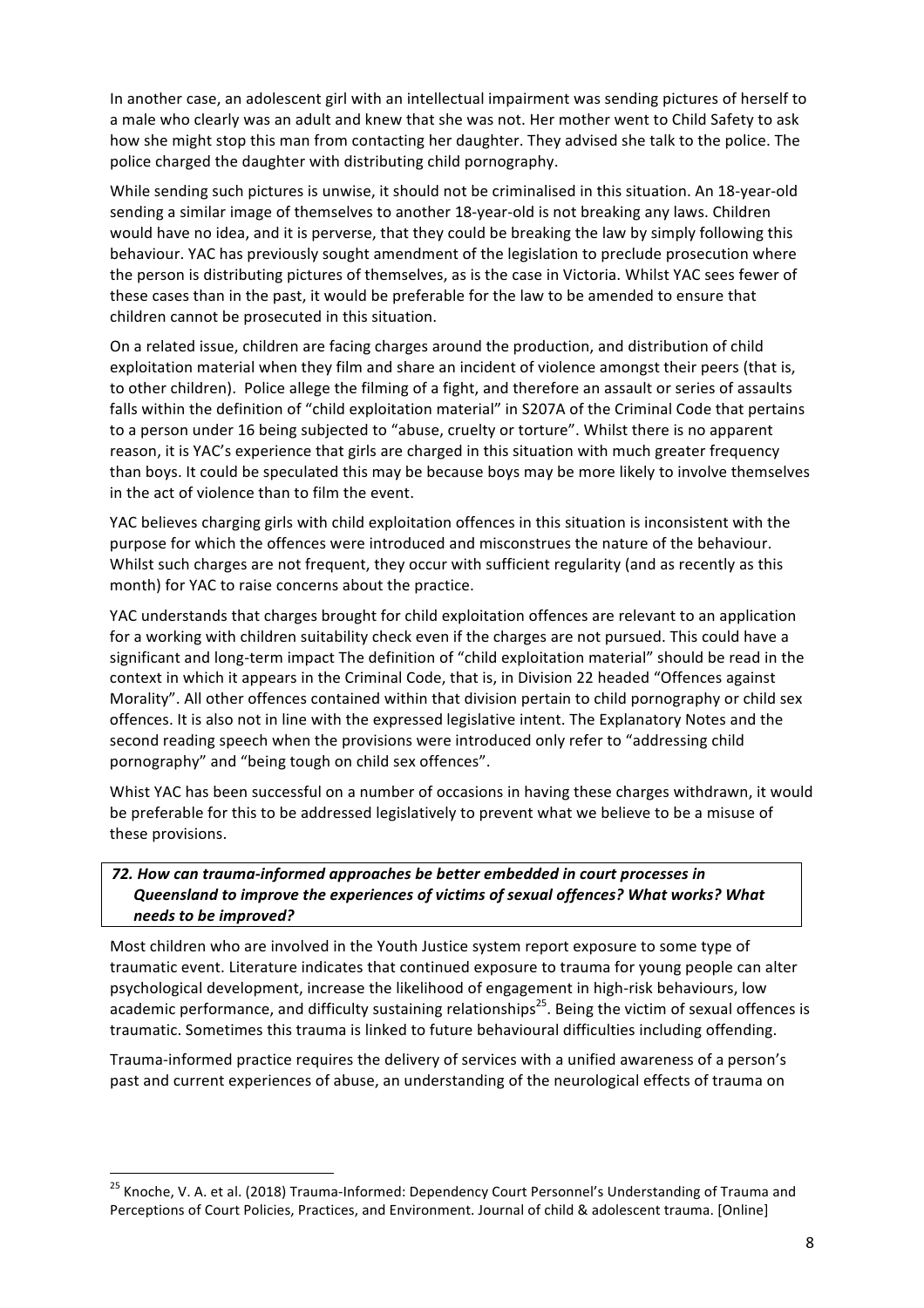In another case, an adolescent girl with an intellectual impairment was sending pictures of herself to a male who clearly was an adult and knew that she was not. Her mother went to Child Safety to ask how she might stop this man from contacting her daughter. They advised she talk to the police. The police charged the daughter with distributing child pornography.

While sending such pictures is unwise, it should not be criminalised in this situation. An 18-year-old sending a similar image of themselves to another 18-year-old is not breaking any laws. Children would have no idea, and it is perverse, that they could be breaking the law by simply following this behaviour. YAC has previously sought amendment of the legislation to preclude prosecution where the person is distributing pictures of themselves, as is the case in Victoria. Whilst YAC sees fewer of these cases than in the past, it would be preferable for the law to be amended to ensure that children cannot be prosecuted in this situation.

On a related issue, children are facing charges around the production, and distribution of child exploitation material when they film and share an incident of violence amongst their peers (that is, to other children). Police allege the filming of a fight, and therefore an assault or series of assaults falls within the definition of "child exploitation material" in S207A of the Criminal Code that pertains to a person under 16 being subjected to "abuse, cruelty or torture". Whilst there is no apparent reason, it is YAC's experience that girls are charged in this situation with much greater frequency than boys. It could be speculated this may be because boys may be more likely to involve themselves in the act of violence than to film the event.

YAC believes charging girls with child exploitation offences in this situation is inconsistent with the purpose for which the offences were introduced and misconstrues the nature of the behaviour. Whilst such charges are not frequent, they occur with sufficient regularity (and as recently as this month) for YAC to raise concerns about the practice.

YAC understands that charges brought for child exploitation offences are relevant to an application for a working with children suitability check even if the charges are not pursued. This could have a significant and long-term impact The definition of "child exploitation material" should be read in the context in which it appears in the Criminal Code, that is, in Division 22 headed "Offences against Morality". All other offences contained within that division pertain to child pornography or child sex offences. It is also not in line with the expressed legislative intent. The Explanatory Notes and the second reading speech when the provisions were introduced only refer to "addressing child pornography" and "being tough on child sex offences".

Whist YAC has been successful on a number of occasions in having these charges withdrawn, it would be preferable for this to be addressed legislatively to prevent what we believe to be a misuse of these provisions.

***72. How can trauma-informed approaches be better embedded in court processes in Queensland to improve the experiences of victims of sexual offences? What works? What needs to be improved?***

Most children who are involved in the Youth Justice system report exposure to some type of traumatic event. Literature indicates that continued exposure to trauma for young people can alter psychological development, increase the likelihood of engagement in high-risk behaviours, low academic performance, and difficulty sustaining relationships[25]. Being the victim of sexual offences is traumatic. Sometimes this trauma is linked to future behavioural difficulties including offending.

Trauma-informed practice requires the delivery of services with a unified awareness of a person's past and current experiences of abuse, an understanding of the neurological effects of trauma on

[25] Knoche, V. A. et al. (2018) Trauma-Informed: Dependency Court Personnel's Understanding of Trauma and Perceptions of Court Policies, Practices, and Environment. Journal of child & adolescent trauma. [Online]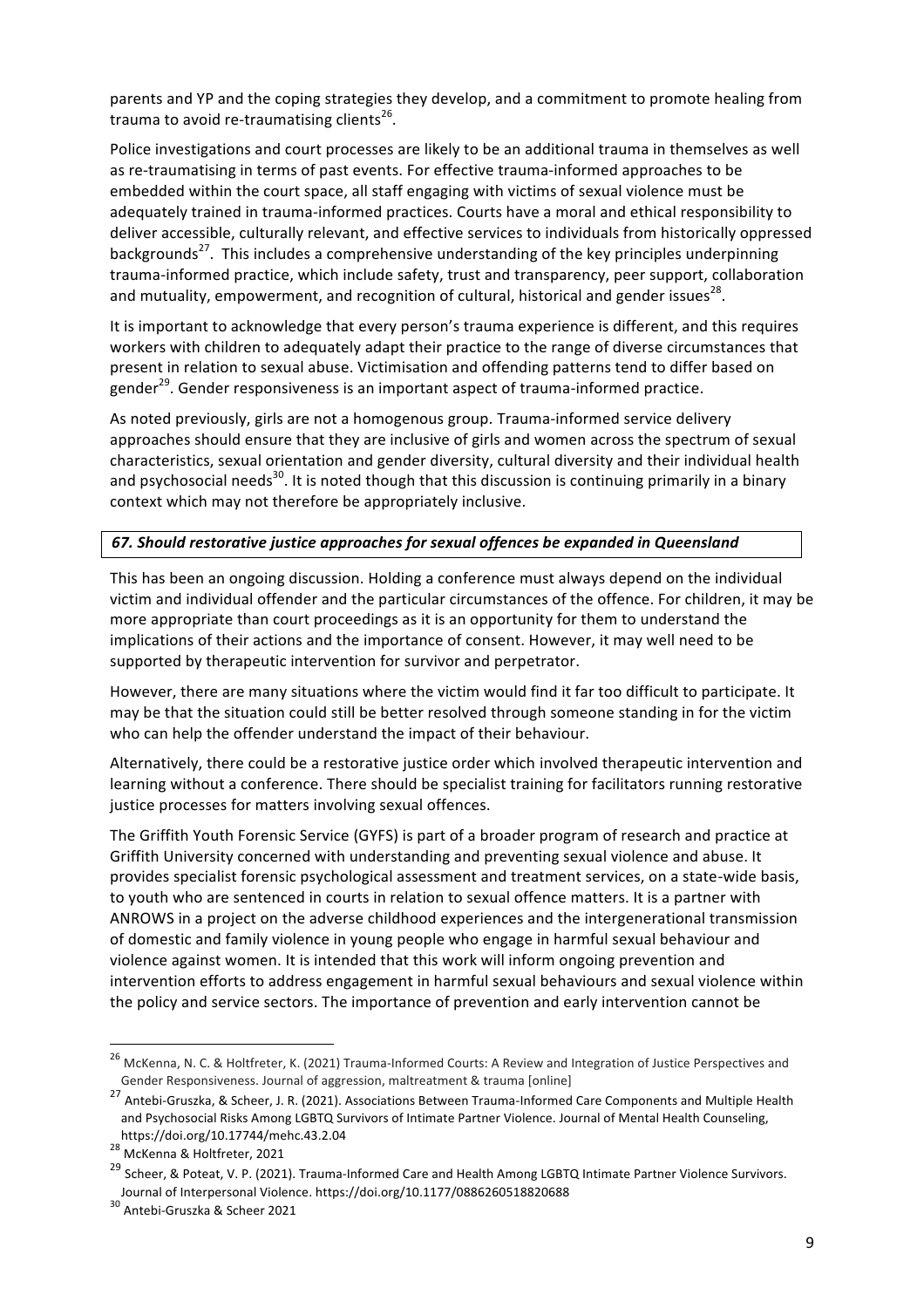parents and YP and the coping strategies they develop, and a commitment to promote healing from trauma to avoid re-traumatising clients[26].

Police investigations and court processes are likely to be an additional trauma in themselves as well as re-traumatising in terms of past events. For effective trauma-informed approaches to be embedded within the court space, all staff engaging with victims of sexual violence must be adequately trained in trauma-informed practices. Courts have a moral and ethical responsibility to deliver accessible, culturally relevant, and effective services to individuals from historically oppressed backgrounds[27]. This includes a comprehensive understanding of the key principles underpinning trauma-informed practice, which include safety, trust and transparency, peer support, collaboration and mutuality, empowerment, and recognition of cultural, historical and gender issues[28].

It is important to acknowledge that every person's trauma experience is different, and this requires workers with children to adequately adapt their practice to the range of diverse circumstances that present in relation to sexual abuse. Victimisation and offending patterns tend to differ based on gender[29]. Gender responsiveness is an important aspect of trauma-informed practice.

As noted previously, girls are not a homogenous group. Trauma-informed service delivery approaches should ensure that they are inclusive of girls and women across the spectrum of sexual characteristics, sexual orientation and gender diversity, cultural diversity and their individual health and psychosocial needs[30]. It is noted though that this discussion is continuing primarily in a binary context which may not therefore be appropriately inclusive.

***67. Should restorative justice approaches for sexual offences be expanded in Queensland***

This has been an ongoing discussion. Holding a conference must always depend on the individual victim and individual offender and the particular circumstances of the offence. For children, it may be more appropriate than court proceedings as it is an opportunity for them to understand the implications of their actions and the importance of consent. However, it may well need to be supported by therapeutic intervention for survivor and perpetrator.

However, there are many situations where the victim would find it far too difficult to participate. It may be that the situation could still be better resolved through someone standing in for the victim who can help the offender understand the impact of their behaviour.

Alternatively, there could be a restorative justice order which involved therapeutic intervention and learning without a conference. There should be specialist training for facilitators running restorative justice processes for matters involving sexual offences.

The Griffith Youth Forensic Service (GYFS) is part of a broader program of research and practice at Griffith University concerned with understanding and preventing sexual violence and abuse. It provides specialist forensic psychological assessment and treatment services, on a state-wide basis, to youth who are sentenced in courts in relation to sexual offence matters. It is a partner with ANROWS in a project on the adverse childhood experiences and the intergenerational transmission of domestic and family violence in young people who engage in harmful sexual behaviour and violence against women. It is intended that this work will inform ongoing prevention and intervention efforts to address engagement in harmful sexual behaviours and sexual violence within the policy and service sectors. The importance of prevention and early intervention cannot be

---

[26] McKenna, N. C. & Holtfreter, K. (2021) Trauma-Informed Courts: A Review and Integration of Justice Perspectives and Gender Responsiveness. Journal of aggression, maltreatment & trauma [online]

[27] Antebi-Gruszka, & Scheer, J. R. (2021). Associations Between Trauma-Informed Care Components and Multiple Health and Psychosocial Risks Among LGBTQ Survivors of Intimate Partner Violence. Journal of Mental Health Counseling, https://doi.org/10.17744/mehc.43.2.04

[28] McKenna & Holtfreter, 2021

[29] Scheer, & Poteat, V. P. (2021). Trauma-Informed Care and Health Among LGBTQ Intimate Partner Violence Survivors. Journal of Interpersonal Violence. https://doi.org/10.1177/0886260518820688

[30] Antebi-Gruszka & Scheer 2021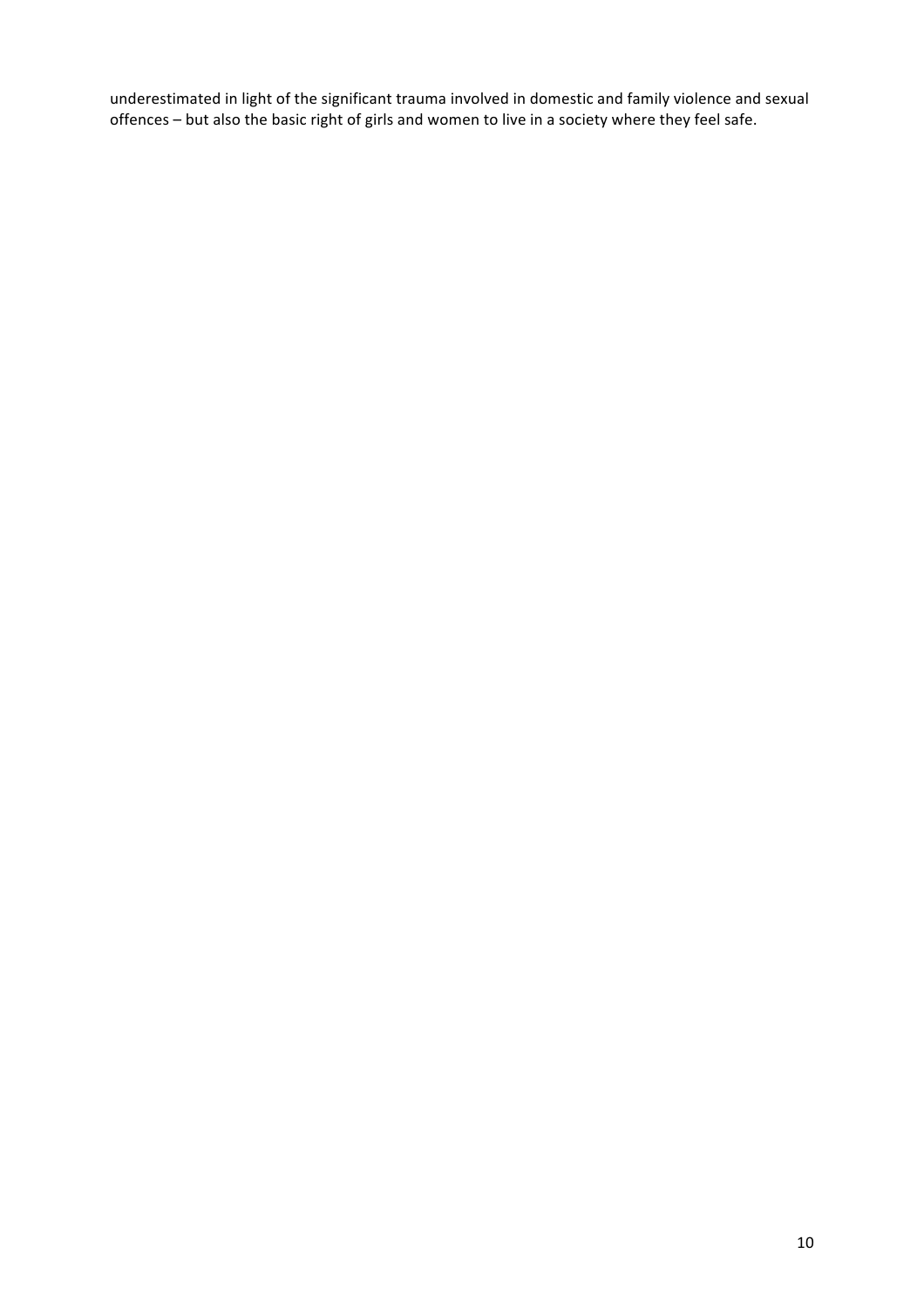underestimated in light of the significant trauma involved in domestic and family violence and sexual offences – but also the basic right of girls and women to live in a society where they feel safe.